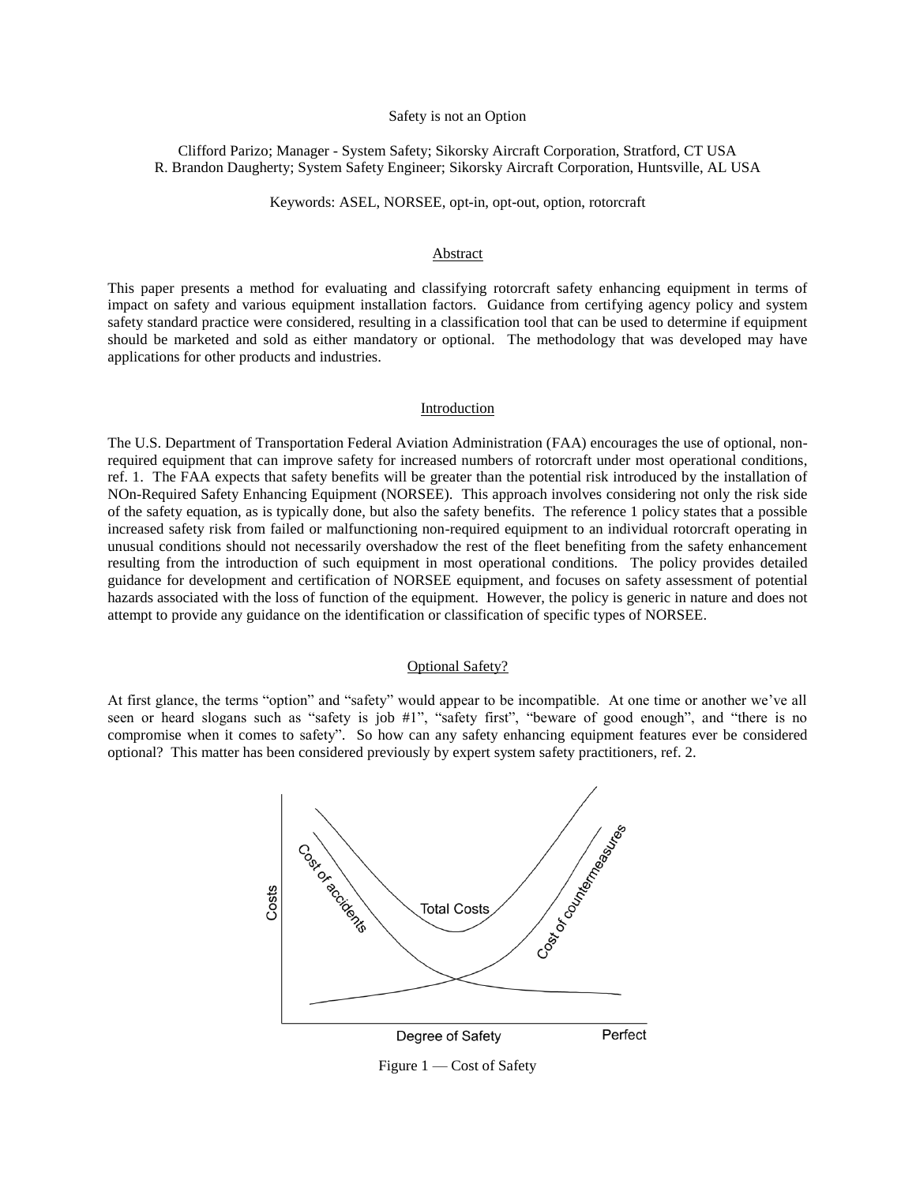# Safety is not an Option

Clifford Parizo; Manager - System Safety; Sikorsky Aircraft Corporation, Stratford, CT USA
R. Brandon Daugherty; System Safety Engineer; Sikorsky Aircraft Corporation, Huntsville, AL USA

Keywords: ASEL, NORSEE, opt-in, opt-out, option, rotorcraft

## Abstract

This paper presents a method for evaluating and classifying rotorcraft safety enhancing equipment in terms of impact on safety and various equipment installation factors. Guidance from certifying agency policy and system safety standard practice were considered, resulting in a classification tool that can be used to determine if equipment should be marketed and sold as either mandatory or optional. The methodology that was developed may have applications for other products and industries.

## Introduction

The U.S. Department of Transportation Federal Aviation Administration (FAA) encourages the use of optional, non-required equipment that can improve safety for increased numbers of rotorcraft under most operational conditions, ref. 1. The FAA expects that safety benefits will be greater than the potential risk introduced by the installation of NOn-Required Safety Enhancing Equipment (NORSEE). This approach involves considering not only the risk side of the safety equation, as is typically done, but also the safety benefits. The reference 1 policy states that a possible increased safety risk from failed or malfunctioning non-required equipment to an individual rotorcraft operating in unusual conditions should not necessarily overshadow the rest of the fleet benefiting from the safety enhancement resulting from the introduction of such equipment in most operational conditions. The policy provides detailed guidance for development and certification of NORSEE equipment, and focuses on safety assessment of potential hazards associated with the loss of function of the equipment. However, the policy is generic in nature and does not attempt to provide any guidance on the identification or classification of specific types of NORSEE.

## Optional Safety?

At first glance, the terms "option" and "safety" would appear to be incompatible. At one time or another we've all seen or heard slogans such as "safety is job #1", "safety first", "beware of good enough", and "there is no compromise when it comes to safety". So how can any safety enhancing equipment features ever be considered optional? This matter has been considered previously by expert system safety practitioners, ref. 2.

Figure 1 — Cost of Safety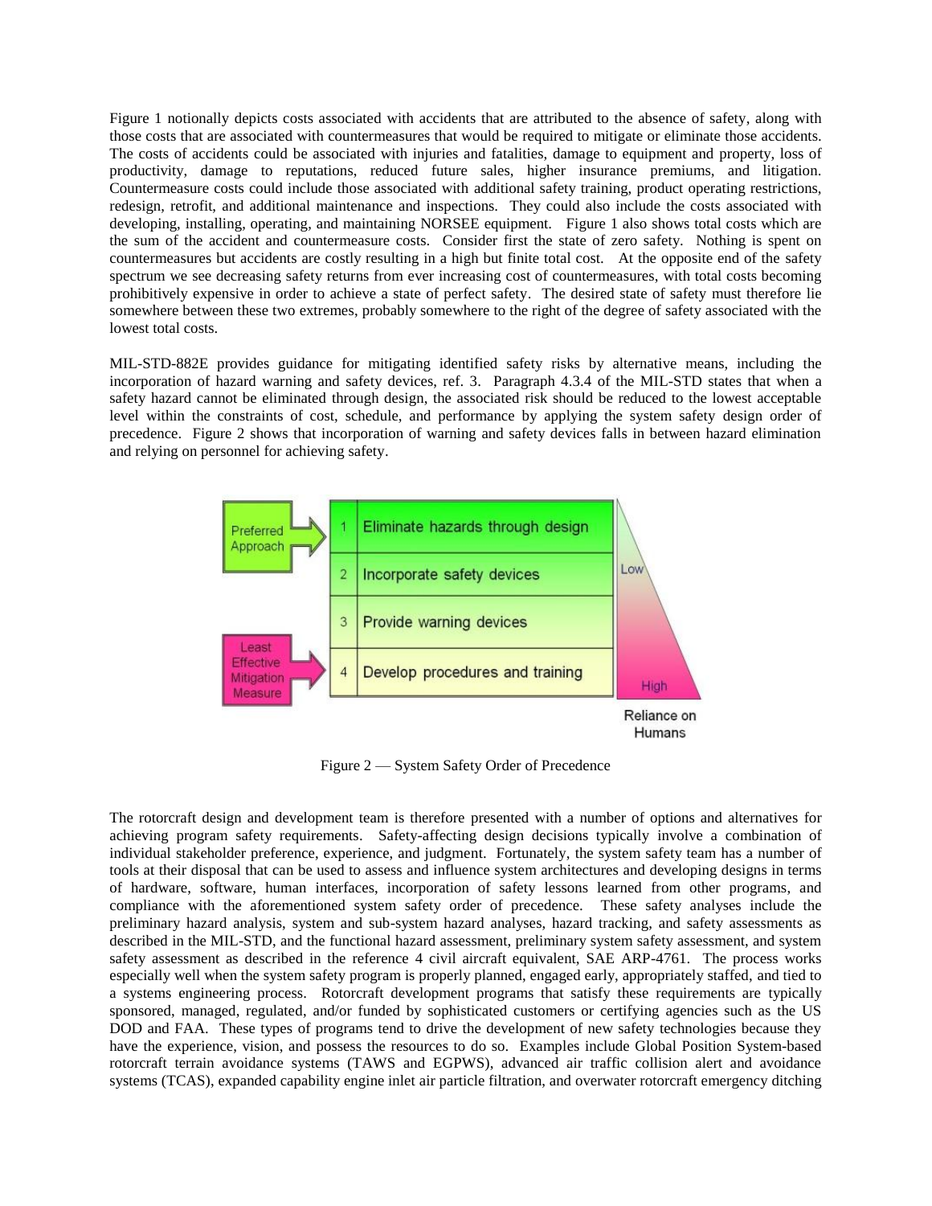Figure 1 notionally depicts costs associated with accidents that are attributed to the absence of safety, along with those costs that are associated with countermeasures that would be required to mitigate or eliminate those accidents. The costs of accidents could be associated with injuries and fatalities, damage to equipment and property, loss of productivity, damage to reputations, reduced future sales, higher insurance premiums, and litigation. Countermeasure costs could include those associated with additional safety training, product operating restrictions, redesign, retrofit, and additional maintenance and inspections. They could also include the costs associated with developing, installing, operating, and maintaining NORSEE equipment. Figure 1 also shows total costs which are the sum of the accident and countermeasure costs. Consider first the state of zero safety. Nothing is spent on countermeasures but accidents are costly resulting in a high but finite total cost. At the opposite end of the safety spectrum we see decreasing safety returns from ever increasing cost of countermeasures, with total costs becoming prohibitively expensive in order to achieve a state of perfect safety. The desired state of safety must therefore lie somewhere between these two extremes, probably somewhere to the right of the degree of safety associated with the lowest total costs.

MIL-STD-882E provides guidance for mitigating identified safety risks by alternative means, including the incorporation of hazard warning and safety devices, ref. 3. Paragraph 4.3.4 of the MIL-STD states that when a safety hazard cannot be eliminated through design, the associated risk should be reduced to the lowest acceptable level within the constraints of cost, schedule, and performance by applying the system safety design order of precedence. Figure 2 shows that incorporation of warning and safety devices falls in between hazard elimination and relying on personnel for achieving safety.

| | # | Mitigation | Reliance on Humans |
|---|---|---|---|
| Preferred Approach → | 1 | Eliminate hazards through design | |
| | 2 | Incorporate safety devices | Low |
| | 3 | Provide warning devices | |
| Least Effective Mitigation Measure → | 4 | Develop procedures and training | High |

Figure 2 — System Safety Order of Precedence

The rotorcraft design and development team is therefore presented with a number of options and alternatives for achieving program safety requirements. Safety-affecting design decisions typically involve a combination of individual stakeholder preference, experience, and judgment. Fortunately, the system safety team has a number of tools at their disposal that can be used to assess and influence system architectures and developing designs in terms of hardware, software, human interfaces, incorporation of safety lessons learned from other programs, and compliance with the aforementioned system safety order of precedence. These safety analyses include the preliminary hazard analysis, system and sub-system hazard analyses, hazard tracking, and safety assessments as described in the MIL-STD, and the functional hazard assessment, preliminary system safety assessment, and system safety assessment as described in the reference 4 civil aircraft equivalent, SAE ARP-4761. The process works especially well when the system safety program is properly planned, engaged early, appropriately staffed, and tied to a systems engineering process. Rotorcraft development programs that satisfy these requirements are typically sponsored, managed, regulated, and/or funded by sophisticated customers or certifying agencies such as the US DOD and FAA. These types of programs tend to drive the development of new safety technologies because they have the experience, vision, and possess the resources to do so. Examples include Global Position System-based rotorcraft terrain avoidance systems (TAWS and EGPWS), advanced air traffic collision alert and avoidance systems (TCAS), expanded capability engine inlet air particle filtration, and overwater rotorcraft emergency ditching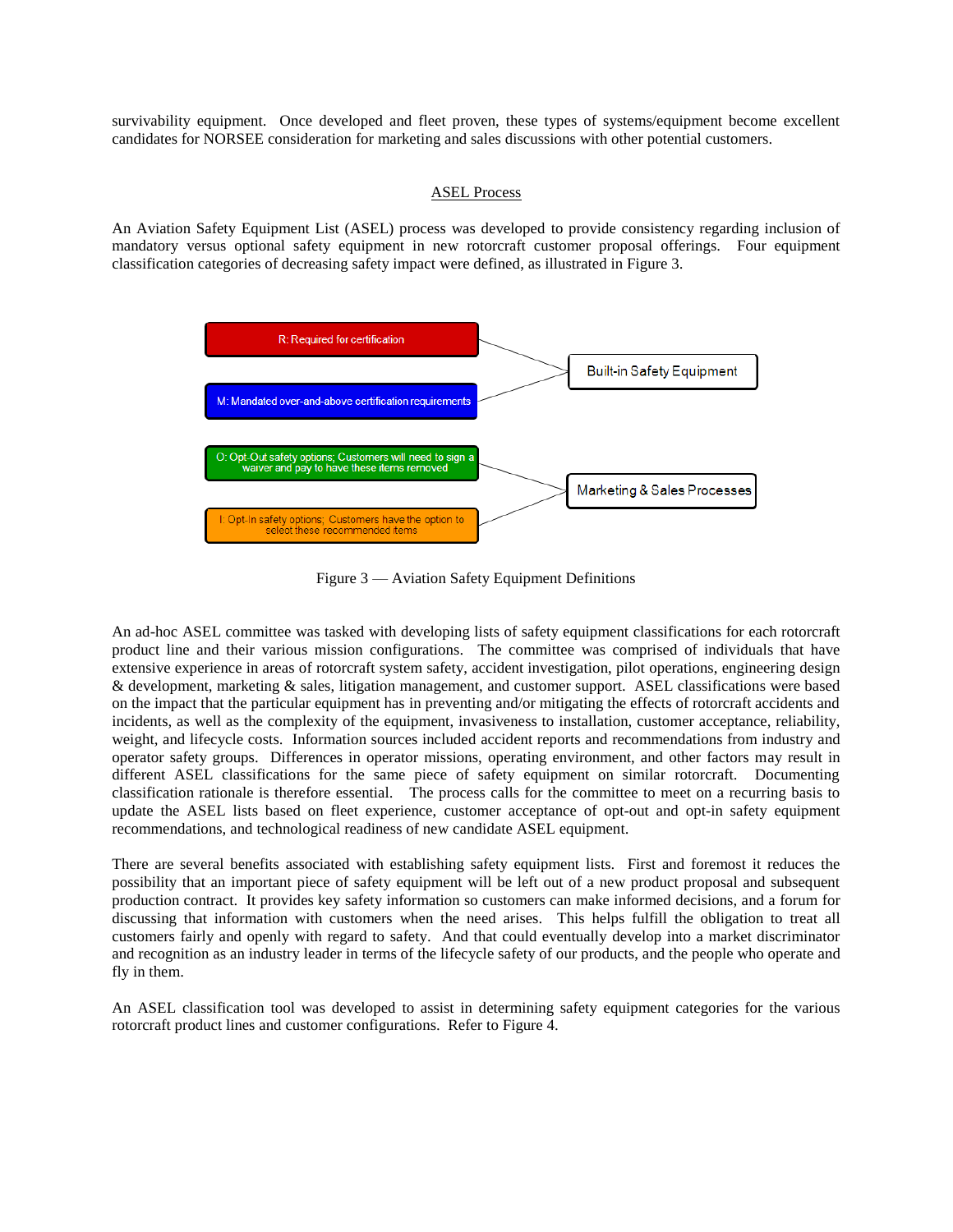survivability equipment. Once developed and fleet proven, these types of systems/equipment become excellent candidates for NORSEE consideration for marketing and sales discussions with other potential customers.

## ASEL Process

An Aviation Safety Equipment List (ASEL) process was developed to provide consistency regarding inclusion of mandatory versus optional safety equipment in new rotorcraft customer proposal offerings. Four equipment classification categories of decreasing safety impact were defined, as illustrated in Figure 3.

R: Required for certification

M: Mandated over-and-above certification requirements

Built-in Safety Equipment

O: Opt-Out safety options; Customers will need to sign a waiver and pay to have these items removed

I: Opt-In safety options; Customers have the option to select these recommended items

Marketing & Sales Processes

Figure 3 — Aviation Safety Equipment Definitions

An ad-hoc ASEL committee was tasked with developing lists of safety equipment classifications for each rotorcraft product line and their various mission configurations. The committee was comprised of individuals that have extensive experience in areas of rotorcraft system safety, accident investigation, pilot operations, engineering design & development, marketing & sales, litigation management, and customer support. ASEL classifications were based on the impact that the particular equipment has in preventing and/or mitigating the effects of rotorcraft accidents and incidents, as well as the complexity of the equipment, invasiveness to installation, customer acceptance, reliability, weight, and lifecycle costs. Information sources included accident reports and recommendations from industry and operator safety groups. Differences in operator missions, operating environment, and other factors may result in different ASEL classifications for the same piece of safety equipment on similar rotorcraft. Documenting classification rationale is therefore essential. The process calls for the committee to meet on a recurring basis to update the ASEL lists based on fleet experience, customer acceptance of opt-out and opt-in safety equipment recommendations, and technological readiness of new candidate ASEL equipment.

There are several benefits associated with establishing safety equipment lists. First and foremost it reduces the possibility that an important piece of safety equipment will be left out of a new product proposal and subsequent production contract. It provides key safety information so customers can make informed decisions, and a forum for discussing that information with customers when the need arises. This helps fulfill the obligation to treat all customers fairly and openly with regard to safety. And that could eventually develop into a market discriminator and recognition as an industry leader in terms of the lifecycle safety of our products, and the people who operate and fly in them.

An ASEL classification tool was developed to assist in determining safety equipment categories for the various rotorcraft product lines and customer configurations. Refer to Figure 4.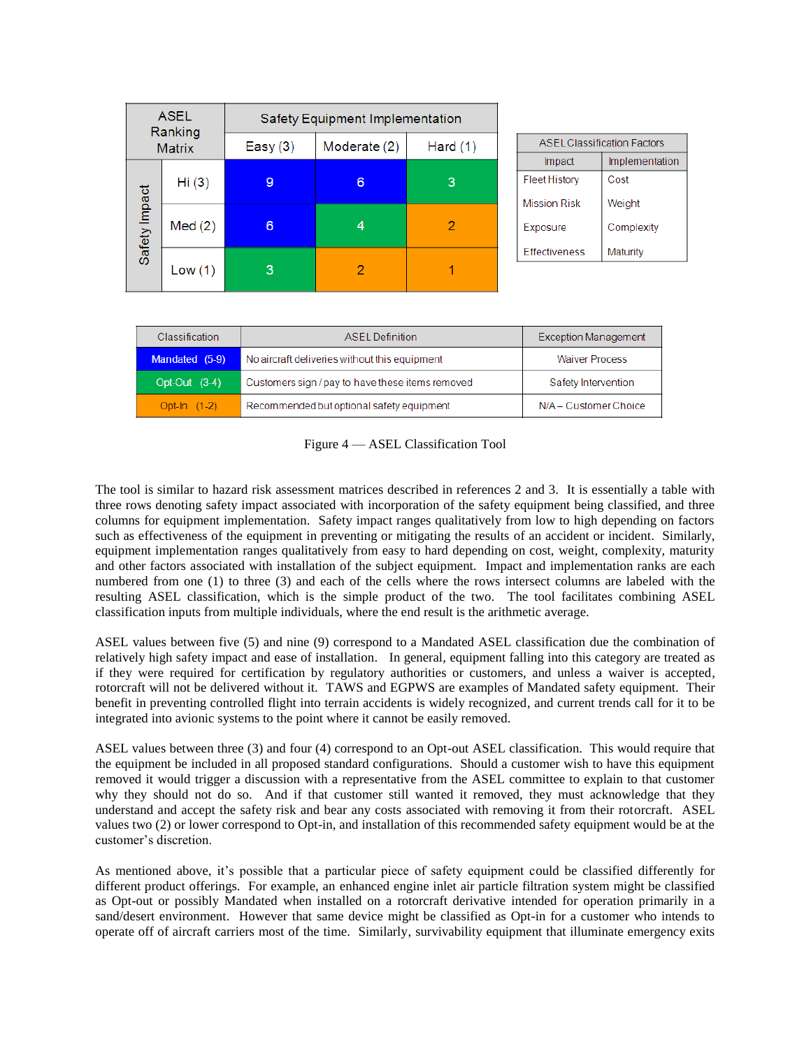| ASEL Ranking Matrix | | Safety Equipment Implementation | | |
|---|---|---|---|---|
| | | Easy (3) | Moderate (2) | Hard (1) |
| Safety Impact | Hi (3) | 9 | 6 | 3 |
| | Med (2) | 6 | 4 | 2 |
| | Low (1) | 3 | 2 | 1 |

| ASEL Classification Factors | |
|---|---|
| Impact | Implementation |
| Fleet History | Cost |
| Mission Risk | Weight |
| Exposure | Complexity |
| Effectiveness | Maturity |

| Classification | ASEL Definition | Exception Management |
|---|---|---|
| Mandated (5-9) | No aircraft deliveries without this equipment | Waiver Process |
| Opt-Out (3-4) | Customers sign / pay to have these items removed | Safety Intervention |
| Opt-In (1-2) | Recommended but optional safety equipment | N/A – Customer Choice |

Figure 4 — ASEL Classification Tool

The tool is similar to hazard risk assessment matrices described in references 2 and 3. It is essentially a table with three rows denoting safety impact associated with incorporation of the safety equipment being classified, and three columns for equipment implementation. Safety impact ranges qualitatively from low to high depending on factors such as effectiveness of the equipment in preventing or mitigating the results of an accident or incident. Similarly, equipment implementation ranges qualitatively from easy to hard depending on cost, weight, complexity, maturity and other factors associated with installation of the subject equipment. Impact and implementation ranks are each numbered from one (1) to three (3) and each of the cells where the rows intersect columns are labeled with the resulting ASEL classification, which is the simple product of the two. The tool facilitates combining ASEL classification inputs from multiple individuals, where the end result is the arithmetic average.

ASEL values between five (5) and nine (9) correspond to a Mandated ASEL classification due the combination of relatively high safety impact and ease of installation. In general, equipment falling into this category are treated as if they were required for certification by regulatory authorities or customers, and unless a waiver is accepted, rotorcraft will not be delivered without it. TAWS and EGPWS are examples of Mandated safety equipment. Their benefit in preventing controlled flight into terrain accidents is widely recognized, and current trends call for it to be integrated into avionic systems to the point where it cannot be easily removed.

ASEL values between three (3) and four (4) correspond to an Opt-out ASEL classification. This would require that the equipment be included in all proposed standard configurations. Should a customer wish to have this equipment removed it would trigger a discussion with a representative from the ASEL committee to explain to that customer why they should not do so. And if that customer still wanted it removed, they must acknowledge that they understand and accept the safety risk and bear any costs associated with removing it from their rotorcraft. ASEL values two (2) or lower correspond to Opt-in, and installation of this recommended safety equipment would be at the customer's discretion.

As mentioned above, it's possible that a particular piece of safety equipment could be classified differently for different product offerings. For example, an enhanced engine inlet air particle filtration system might be classified as Opt-out or possibly Mandated when installed on a rotorcraft derivative intended for operation primarily in a sand/desert environment. However that same device might be classified as Opt-in for a customer who intends to operate off of aircraft carriers most of the time. Similarly, survivability equipment that illuminate emergency exits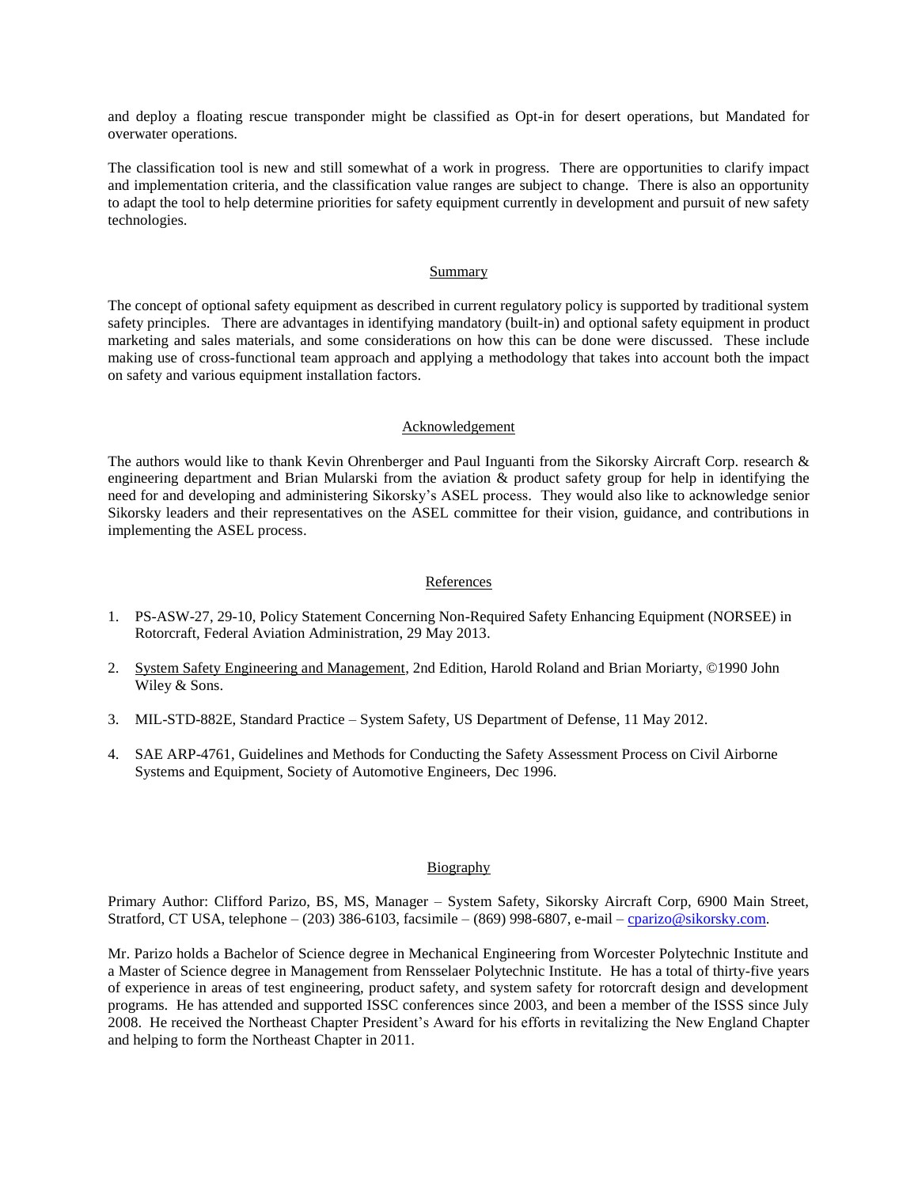and deploy a floating rescue transponder might be classified as Opt-in for desert operations, but Mandated for overwater operations.

The classification tool is new and still somewhat of a work in progress. There are opportunities to clarify impact and implementation criteria, and the classification value ranges are subject to change. There is also an opportunity to adapt the tool to help determine priorities for safety equipment currently in development and pursuit of new safety technologies.

## Summary

The concept of optional safety equipment as described in current regulatory policy is supported by traditional system safety principles. There are advantages in identifying mandatory (built-in) and optional safety equipment in product marketing and sales materials, and some considerations on how this can be done were discussed. These include making use of cross-functional team approach and applying a methodology that takes into account both the impact on safety and various equipment installation factors.

## Acknowledgement

The authors would like to thank Kevin Ohrenberger and Paul Inguanti from the Sikorsky Aircraft Corp. research & engineering department and Brian Mularski from the aviation & product safety group for help in identifying the need for and developing and administering Sikorsky's ASEL process. They would also like to acknowledge senior Sikorsky leaders and their representatives on the ASEL committee for their vision, guidance, and contributions in implementing the ASEL process.

## References

1. PS-ASW-27, 29-10, Policy Statement Concerning Non-Required Safety Enhancing Equipment (NORSEE) in Rotorcraft, Federal Aviation Administration, 29 May 2013.

2. System Safety Engineering and Management, 2nd Edition, Harold Roland and Brian Moriarty, ©1990 John Wiley & Sons.

3. MIL-STD-882E, Standard Practice – System Safety, US Department of Defense, 11 May 2012.

4. SAE ARP-4761, Guidelines and Methods for Conducting the Safety Assessment Process on Civil Airborne Systems and Equipment, Society of Automotive Engineers, Dec 1996.

## Biography

Primary Author: Clifford Parizo, BS, MS, Manager – System Safety, Sikorsky Aircraft Corp, 6900 Main Street, Stratford, CT USA, telephone – (203) 386-6103, facsimile – (869) 998-6807, e-mail – cparizo@sikorsky.com.

Mr. Parizo holds a Bachelor of Science degree in Mechanical Engineering from Worcester Polytechnic Institute and a Master of Science degree in Management from Rensselaer Polytechnic Institute. He has a total of thirty-five years of experience in areas of test engineering, product safety, and system safety for rotorcraft design and development programs. He has attended and supported ISSC conferences since 2003, and been a member of the ISSS since July 2008. He received the Northeast Chapter President's Award for his efforts in revitalizing the New England Chapter and helping to form the Northeast Chapter in 2011.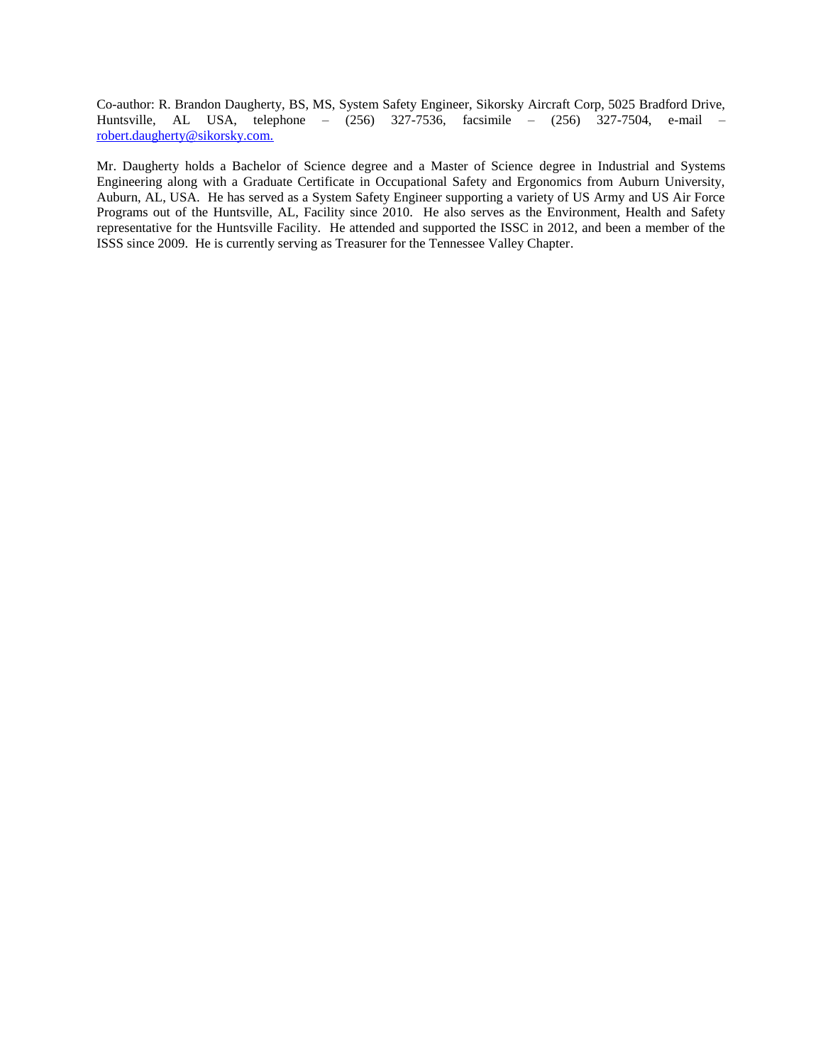Co-author: R. Brandon Daugherty, BS, MS, System Safety Engineer, Sikorsky Aircraft Corp, 5025 Bradford Drive, Huntsville, AL USA, telephone – (256) 327-7536, facsimile – (256) 327-7504, e-mail – robert.daugherty@sikorsky.com.

Mr. Daugherty holds a Bachelor of Science degree and a Master of Science degree in Industrial and Systems Engineering along with a Graduate Certificate in Occupational Safety and Ergonomics from Auburn University, Auburn, AL, USA. He has served as a System Safety Engineer supporting a variety of US Army and US Air Force Programs out of the Huntsville, AL, Facility since 2010. He also serves as the Environment, Health and Safety representative for the Huntsville Facility. He attended and supported the ISSC in 2012, and been a member of the ISSS since 2009. He is currently serving as Treasurer for the Tennessee Valley Chapter.